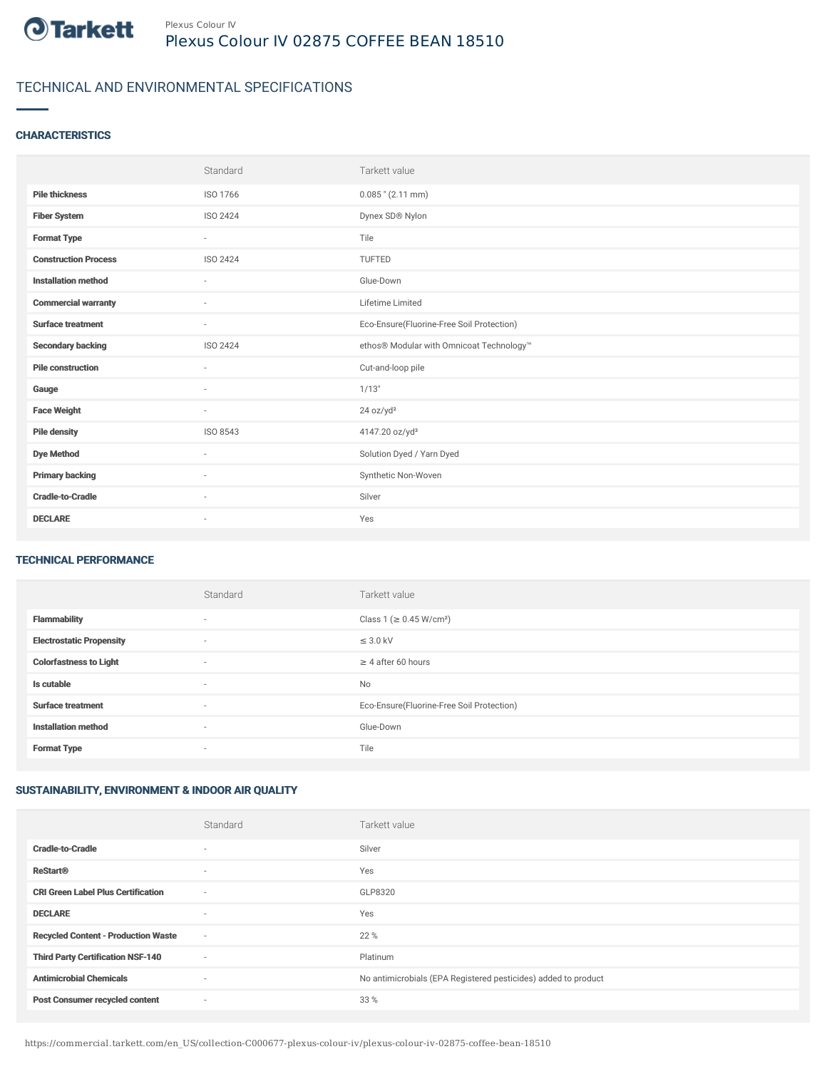Plexus Colour IV

# Plexus Colour IV 02875 COFFEE BEAN 18510

## TECHNICAL AND ENVIRONMENTAL SPECIFICATIONS

### CHARACTERISTICS

| | Standard | Tarkett value |
|---|---|---|
| **Pile thickness** | ISO 1766 | 0.085 " (2.11 mm) |
| **Fiber System** | ISO 2424 | Dynex SD® Nylon |
| **Format Type** | - | Tile |
| **Construction Process** | ISO 2424 | TUFTED |
| **Installation method** | - | Glue-Down |
| **Commercial warranty** | - | Lifetime Limited |
| **Surface treatment** | - | Eco-Ensure(Fluorine-Free Soil Protection) |
| **Secondary backing** | ISO 2424 | ethos® Modular with Omnicoat Technology™ |
| **Pile construction** | - | Cut-and-loop pile |
| **Gauge** | - | 1/13" |
| **Face Weight** | - | 24 oz/yd² |
| **Pile density** | ISO 8543 | 4147.20 oz/yd³ |
| **Dye Method** | - | Solution Dyed / Yarn Dyed |
| **Primary backing** | - | Synthetic Non-Woven |
| **Cradle-to-Cradle** | - | Silver |
| **DECLARE** | - | Yes |

### TECHNICAL PERFORMANCE

| | Standard | Tarkett value |
|---|---|---|
| **Flammability** | - | Class 1 (≥ 0.45 W/cm²) |
| **Electrostatic Propensity** | - | ≤ 3.0 kV |
| **Colorfastness to Light** | - | ≥ 4 after 60 hours |
| **Is cutable** | - | No |
| **Surface treatment** | - | Eco-Ensure(Fluorine-Free Soil Protection) |
| **Installation method** | - | Glue-Down |
| **Format Type** | - | Tile |

### SUSTAINABILITY, ENVIRONMENT & INDOOR AIR QUALITY

| | Standard | Tarkett value |
|---|---|---|
| **Cradle-to-Cradle** | - | Silver |
| **ReStart®** | - | Yes |
| **CRI Green Label Plus Certification** | - | GLP8320 |
| **DECLARE** | - | Yes |
| **Recycled Content - Production Waste** | - | 22 % |
| **Third Party Certification NSF-140** | - | Platinum |
| **Antimicrobial Chemicals** | - | No antimicrobials (EPA Registered pesticides) added to product |
| **Post Consumer recycled content** | - | 33 % |

https://commercial.tarkett.com/en_US/collection-C000677-plexus-colour-iv/plexus-colour-iv-02875-coffee-bean-18510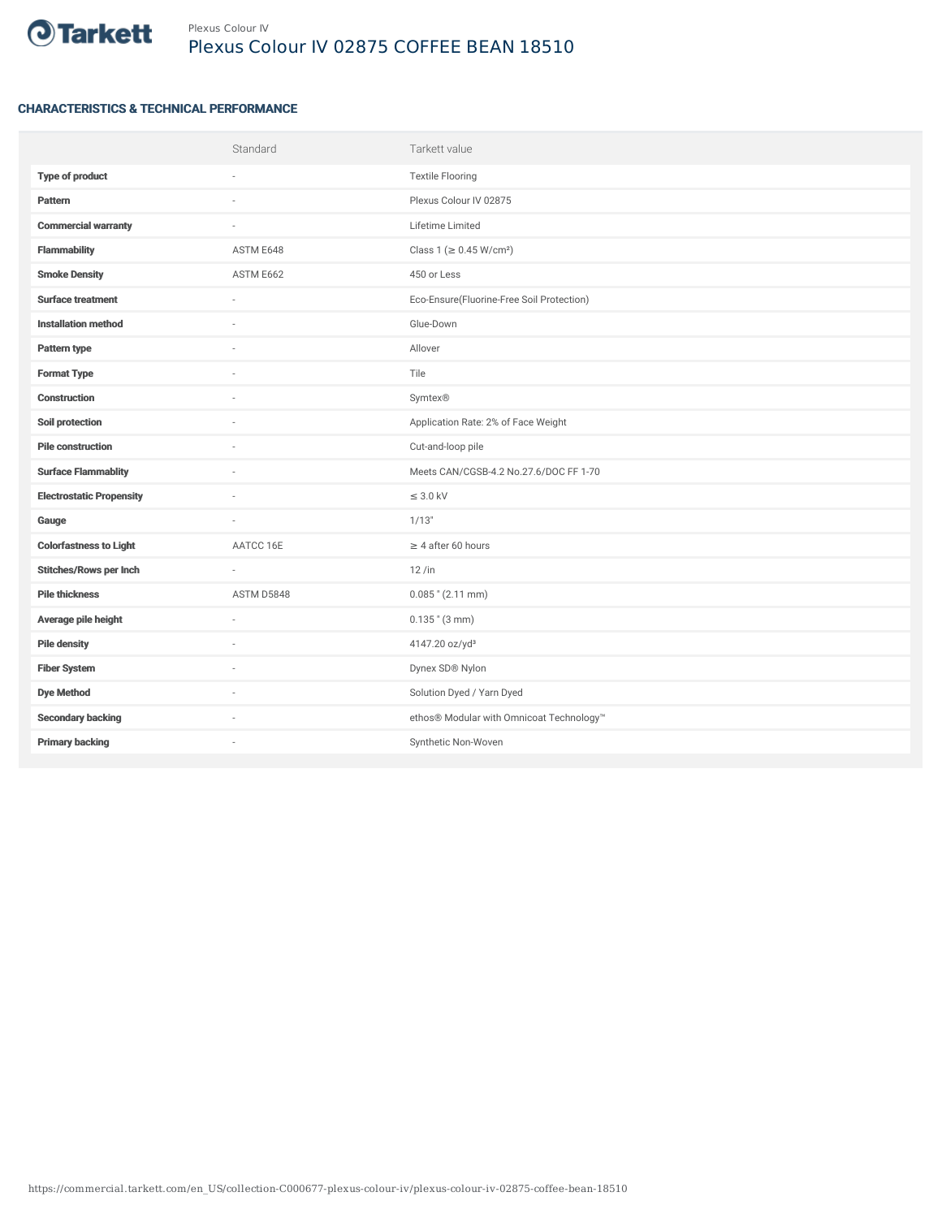Plexus Colour IV

# Plexus Colour IV 02875 COFFEE BEAN 18510

## CHARACTERISTICS & TECHNICAL PERFORMANCE

| | Standard | Tarkett value |
|---|---|---|
| **Type of product** | - | Textile Flooring |
| **Pattern** | - | Plexus Colour IV 02875 |
| **Commercial warranty** | - | Lifetime Limited |
| **Flammability** | ASTM E648 | Class 1 (≥ 0.45 W/cm²) |
| **Smoke Density** | ASTM E662 | 450 or Less |
| **Surface treatment** | - | Eco-Ensure(Fluorine-Free Soil Protection) |
| **Installation method** | - | Glue-Down |
| **Pattern type** | - | Allover |
| **Format Type** | - | Tile |
| **Construction** | - | Symtex® |
| **Soil protection** | - | Application Rate: 2% of Face Weight |
| **Pile construction** | - | Cut-and-loop pile |
| **Surface Flammablity** | - | Meets CAN/CGSB-4.2 No.27.6/DOC FF 1-70 |
| **Electrostatic Propensity** | - | ≤ 3.0 kV |
| **Gauge** | - | 1/13" |
| **Colorfastness to Light** | AATCC 16E | ≥ 4 after 60 hours |
| **Stitches/Rows per Inch** | - | 12 /in |
| **Pile thickness** | ASTM D5848 | 0.085 " (2.11 mm) |
| **Average pile height** | - | 0.135 " (3 mm) |
| **Pile density** | - | 4147.20 oz/yd³ |
| **Fiber System** | - | Dynex SD® Nylon |
| **Dye Method** | - | Solution Dyed / Yarn Dyed |
| **Secondary backing** | - | ethos® Modular with Omnicoat Technology™ |
| **Primary backing** | - | Synthetic Non-Woven |

https://commercial.tarkett.com/en_US/collection-C000677-plexus-colour-iv/plexus-colour-iv-02875-coffee-bean-18510